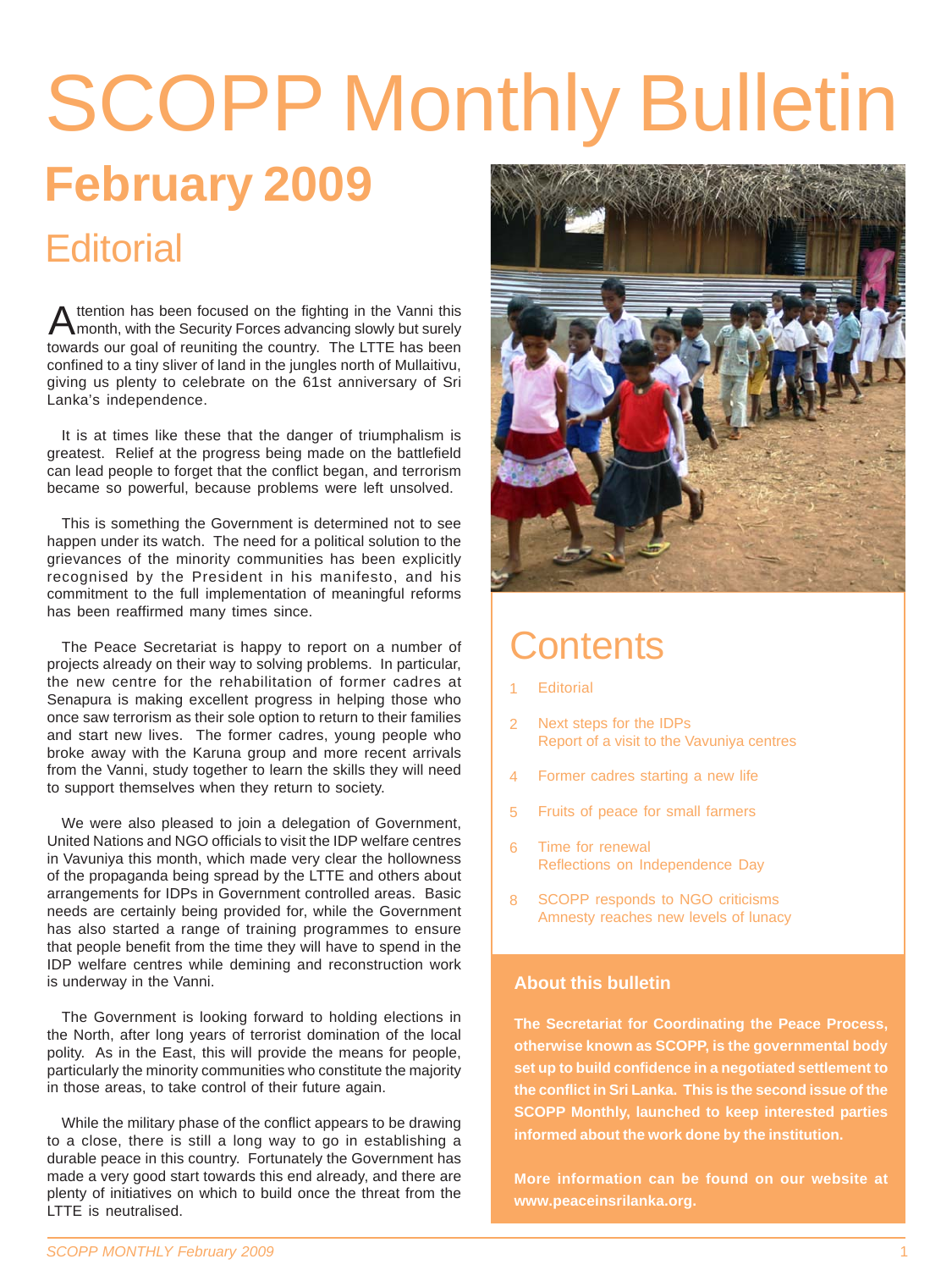# SCOPP Monthly Bulletin

## February 2009

## Editorial

Attention has been focused on the fighting in the Vanni this month, with the Security Forces advancing slowly but surely towards our goal of reuniting the country. The LTTE has been confined to a tiny sliver of land in the jungles north of Mullaitivu, giving us plenty to celebrate on the 61st anniversary of Sri Lanka's independence.

It is at times like these that the danger of triumphalism is greatest. Relief at the progress being made on the battlefield can lead people to forget that the conflict began, and terrorism became so powerful, because problems were left unsolved.

This is something the Government is determined not to see happen under its watch. The need for a political solution to the grievances of the minority communities has been explicitly recognised by the President in his manifesto, and his commitment to the full implementation of meaningful reforms has been reaffirmed many times since.

The Peace Secretariat is happy to report on a number of projects already on their way to solving problems. In particular, the new centre for the rehabilitation of former cadres at Senapura is making excellent progress in helping those who once saw terrorism as their sole option to return to their families and start new lives. The former cadres, young people who broke away with the Karuna group and more recent arrivals from the Vanni, study together to learn the skills they will need to support themselves when they return to society.

We were also pleased to join a delegation of Government, United Nations and NGO officials to visit the IDP welfare centres in Vavuniya this month, which made very clear the hollowness of the propaganda being spread by the LTTE and others about arrangements for IDPs in Government controlled areas. Basic needs are certainly being provided for, while the Government has also started a range of training programmes to ensure that people benefit from the time they will have to spend in the IDP welfare centres while demining and reconstruction work is underway in the Vanni.

The Government is looking forward to holding elections in the North, after long years of terrorist domination of the local polity. As in the East, this will provide the means for people, particularly the minority communities who constitute the majority in those areas, to take control of their future again.

While the military phase of the conflict appears to be drawing to a close, there is still a long way to go in establishing a durable peace in this country. Fortunately the Government has made a very good start towards this end already, and there are plenty of initiatives on which to build once the threat from the LTTE is neutralised.

## Contents

- 1 Editorial
- 2 Next steps for the IDPs
  Report of a visit to the Vavuniya centres
- 4 Former cadres starting a new life
- 5 Fruits of peace for small farmers
- 6 Time for renewal
  Reflections on Independence Day
- 8 SCOPP responds to NGO criticisms
  Amnesty reaches new levels of lunacy

### About this bulletin

**The Secretariat for Coordinating the Peace Process, otherwise known as SCOPP, is the governmental body set up to build confidence in a negotiated settlement to the conflict in Sri Lanka. This is the second issue of the SCOPP Monthly, launched to keep interested parties informed about the work done by the institution.**

**More information can be found on our website at www.peaceinsrilanka.org.**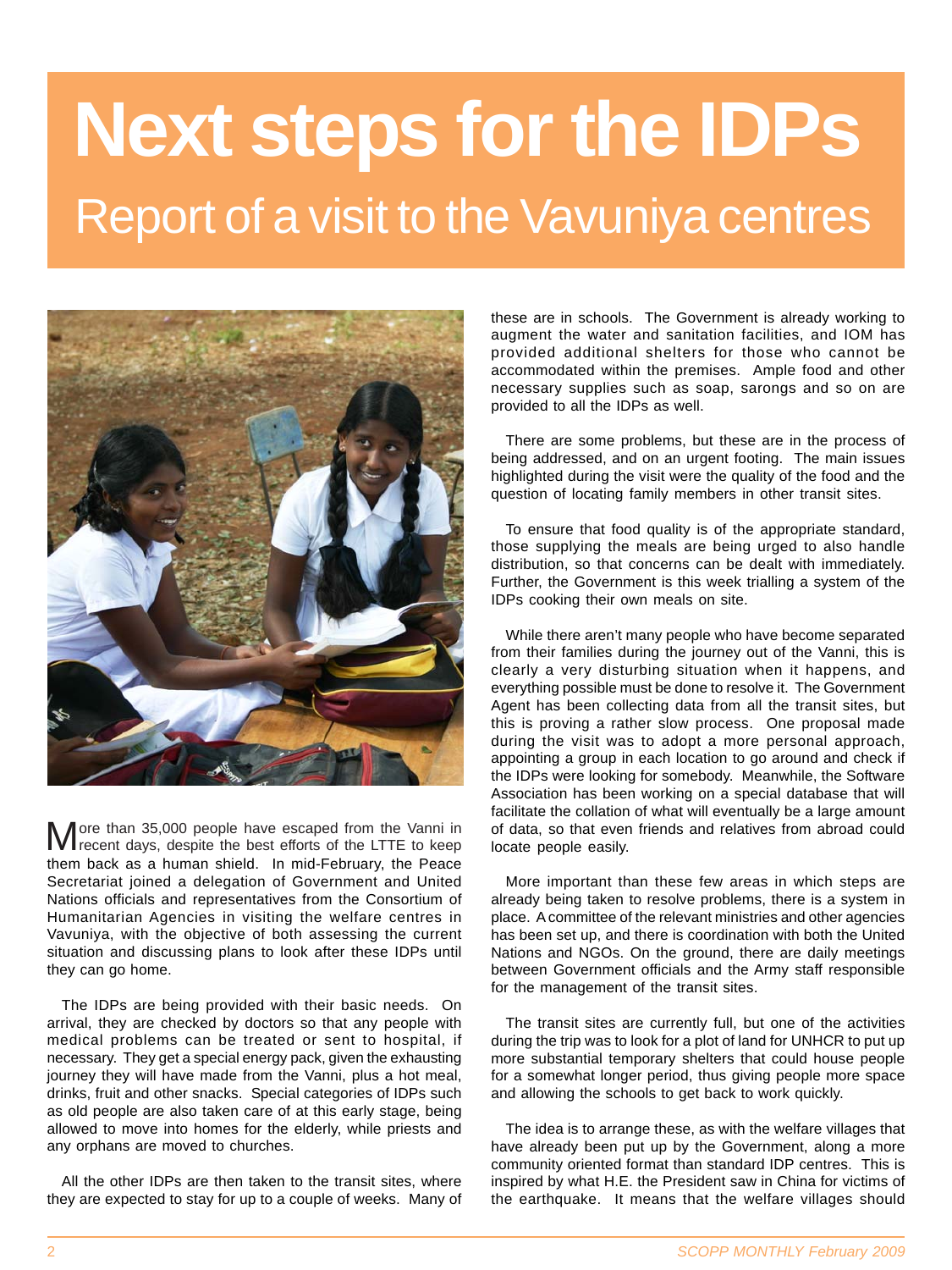# Next steps for the IDPs

## Report of a visit to the Vavuniya centres

More than 35,000 people have escaped from the Vanni in recent days, despite the best efforts of the LTTE to keep them back as a human shield. In mid-February, the Peace Secretariat joined a delegation of Government and United Nations officials and representatives from the Consortium of Humanitarian Agencies in visiting the welfare centres in Vavuniya, with the objective of both assessing the current situation and discussing plans to look after these IDPs until they can go home.

The IDPs are being provided with their basic needs. On arrival, they are checked by doctors so that any people with medical problems can be treated or sent to hospital, if necessary. They get a special energy pack, given the exhausting journey they will have made from the Vanni, plus a hot meal, drinks, fruit and other snacks. Special categories of IDPs such as old people are also taken care of at this early stage, being allowed to move into homes for the elderly, while priests and any orphans are moved to churches.

All the other IDPs are then taken to the transit sites, where they are expected to stay for up to a couple of weeks. Many of these are in schools. The Government is already working to augment the water and sanitation facilities, and IOM has provided additional shelters for those who cannot be accommodated within the premises. Ample food and other necessary supplies such as soap, sarongs and so on are provided to all the IDPs as well.

There are some problems, but these are in the process of being addressed, and on an urgent footing. The main issues highlighted during the visit were the quality of the food and the question of locating family members in other transit sites.

To ensure that food quality is of the appropriate standard, those supplying the meals are being urged to also handle distribution, so that concerns can be dealt with immediately. Further, the Government is this week trialling a system of the IDPs cooking their own meals on site.

While there aren't many people who have become separated from their families during the journey out of the Vanni, this is clearly a very disturbing situation when it happens, and everything possible must be done to resolve it. The Government Agent has been collecting data from all the transit sites, but this is proving a rather slow process. One proposal made during the visit was to adopt a more personal approach, appointing a group in each location to go around and check if the IDPs were looking for somebody. Meanwhile, the Software Association has been working on a special database that will facilitate the collation of what will eventually be a large amount of data, so that even friends and relatives from abroad could locate people easily.

More important than these few areas in which steps are already being taken to resolve problems, there is a system in place. A committee of the relevant ministries and other agencies has been set up, and there is coordination with both the United Nations and NGOs. On the ground, there are daily meetings between Government officials and the Army staff responsible for the management of the transit sites.

The transit sites are currently full, but one of the activities during the trip was to look for a plot of land for UNHCR to put up more substantial temporary shelters that could house people for a somewhat longer period, thus giving people more space and allowing the schools to get back to work quickly.

The idea is to arrange these, as with the welfare villages that have already been put up by the Government, along a more community oriented format than standard IDP centres. This is inspired by what H.E. the President saw in China for victims of the earthquake. It means that the welfare villages should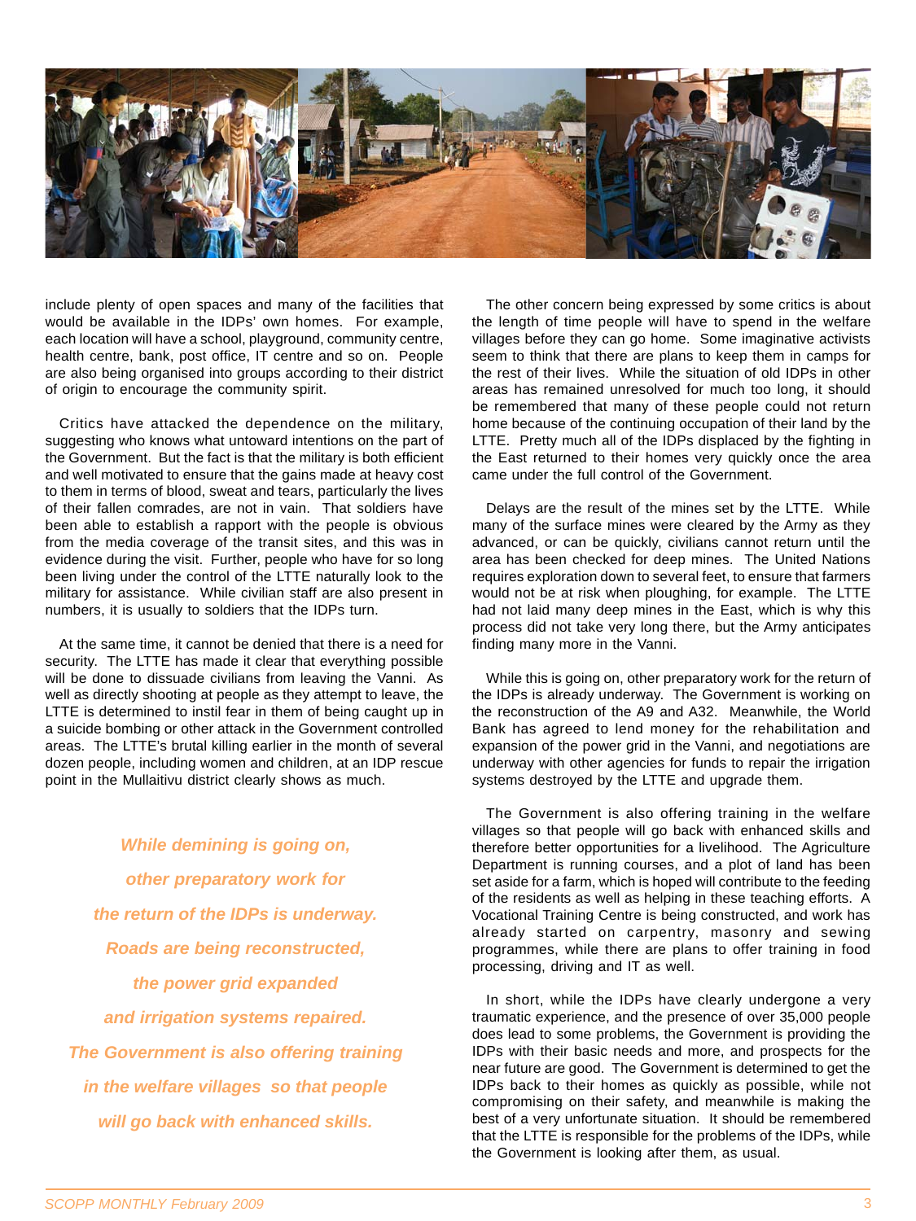include plenty of open spaces and many of the facilities that would be available in the IDPs' own homes. For example, each location will have a school, playground, community centre, health centre, bank, post office, IT centre and so on. People are also being organised into groups according to their district of origin to encourage the community spirit.

Critics have attacked the dependence on the military, suggesting who knows what untoward intentions on the part of the Government. But the fact is that the military is both efficient and well motivated to ensure that the gains made at heavy cost to them in terms of blood, sweat and tears, particularly the lives of their fallen comrades, are not in vain. That soldiers have been able to establish a rapport with the people is obvious from the media coverage of the transit sites, and this was in evidence during the visit. Further, people who have for so long been living under the control of the LTTE naturally look to the military for assistance. While civilian staff are also present in numbers, it is usually to soldiers that the IDPs turn.

At the same time, it cannot be denied that there is a need for security. The LTTE has made it clear that everything possible will be done to dissuade civilians from leaving the Vanni. As well as directly shooting at people as they attempt to leave, the LTTE is determined to instil fear in them of being caught up in a suicide bombing or other attack in the Government controlled areas. The LTTE's brutal killing earlier in the month of several dozen people, including women and children, at an IDP rescue point in the Mullaitivu district clearly shows as much.

*While demining is going on, other preparatory work for the return of the IDPs is underway. Roads are being reconstructed, the power grid expanded and irrigation systems repaired. The Government is also offering training in the welfare villages so that people will go back with enhanced skills.*

The other concern being expressed by some critics is about the length of time people will have to spend in the welfare villages before they can go home. Some imaginative activists seem to think that there are plans to keep them in camps for the rest of their lives. While the situation of old IDPs in other areas has remained unresolved for much too long, it should be remembered that many of these people could not return home because of the continuing occupation of their land by the LTTE. Pretty much all of the IDPs displaced by the fighting in the East returned to their homes very quickly once the area came under the full control of the Government.

Delays are the result of the mines set by the LTTE. While many of the surface mines were cleared by the Army as they advanced, or can be quickly, civilians cannot return until the area has been checked for deep mines. The United Nations requires exploration down to several feet, to ensure that farmers would not be at risk when ploughing, for example. The LTTE had not laid many deep mines in the East, which is why this process did not take very long there, but the Army anticipates finding many more in the Vanni.

While this is going on, other preparatory work for the return of the IDPs is already underway. The Government is working on the reconstruction of the A9 and A32. Meanwhile, the World Bank has agreed to lend money for the rehabilitation and expansion of the power grid in the Vanni, and negotiations are underway with other agencies for funds to repair the irrigation systems destroyed by the LTTE and upgrade them.

The Government is also offering training in the welfare villages so that people will go back with enhanced skills and therefore better opportunities for a livelihood. The Agriculture Department is running courses, and a plot of land has been set aside for a farm, which is hoped will contribute to the feeding of the residents as well as helping in these teaching efforts. A Vocational Training Centre is being constructed, and work has already started on carpentry, masonry and sewing programmes, while there are plans to offer training in food processing, driving and IT as well.

In short, while the IDPs have clearly undergone a very traumatic experience, and the presence of over 35,000 people does lead to some problems, the Government is providing the IDPs with their basic needs and more, and prospects for the near future are good. The Government is determined to get the IDPs back to their homes as quickly as possible, while not compromising on their safety, and meanwhile is making the best of a very unfortunate situation. It should be remembered that the LTTE is responsible for the problems of the IDPs, while the Government is looking after them, as usual.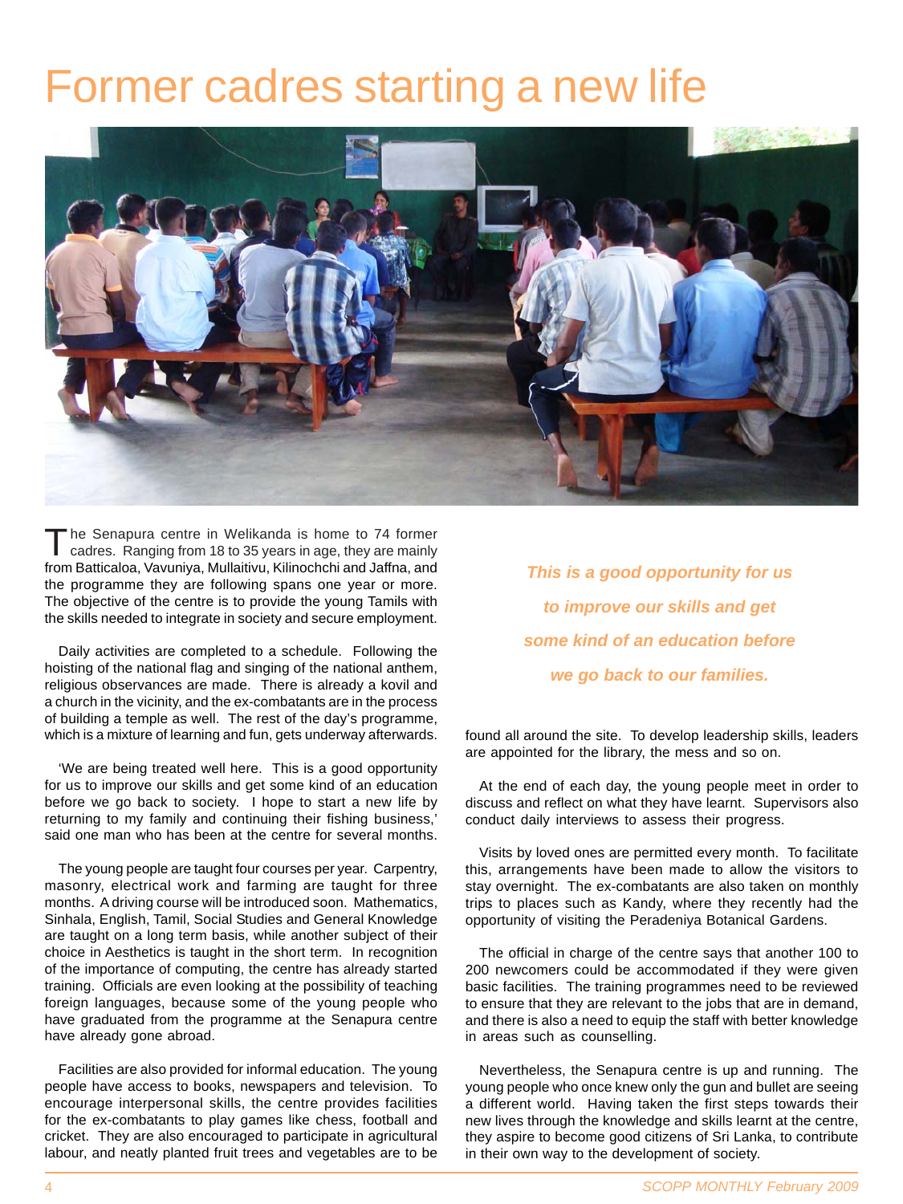# Former cadres starting a new life

The Senapura centre in Welikanda is home to 74 former cadres. Ranging from 18 to 35 years in age, they are mainly from Batticaloa, Vavuniya, Mullaitivu, Kilinochchi and Jaffna, and the programme they are following spans one year or more. The objective of the centre is to provide the young Tamils with the skills needed to integrate in society and secure employment.

Daily activities are completed to a schedule. Following the hoisting of the national flag and singing of the national anthem, religious observances are made. There is already a kovil and a church in the vicinity, and the ex-combatants are in the process of building a temple as well. The rest of the day's programme, which is a mixture of learning and fun, gets underway afterwards.

'We are being treated well here. This is a good opportunity for us to improve our skills and get some kind of an education before we go back to society. I hope to start a new life by returning to my family and continuing their fishing business,' said one man who has been at the centre for several months.

The young people are taught four courses per year. Carpentry, masonry, electrical work and farming are taught for three months. A driving course will be introduced soon. Mathematics, Sinhala, English, Tamil, Social Studies and General Knowledge are taught on a long term basis, while another subject of their choice in Aesthetics is taught in the short term. In recognition of the importance of computing, the centre has already started training. Officials are even looking at the possibility of teaching foreign languages, because some of the young people who have graduated from the programme at the Senapura centre have already gone abroad.

Facilities are also provided for informal education. The young people have access to books, newspapers and television. To encourage interpersonal skills, the centre provides facilities for the ex-combatants to play games like chess, football and cricket. They are also encouraged to participate in agricultural labour, and neatly planted fruit trees and vegetables are to be found all around the site. To develop leadership skills, leaders are appointed for the library, the mess and so on.

*This is a good opportunity for us to improve our skills and get some kind of an education before we go back to our families.*

At the end of each day, the young people meet in order to discuss and reflect on what they have learnt. Supervisors also conduct daily interviews to assess their progress.

Visits by loved ones are permitted every month. To facilitate this, arrangements have been made to allow the visitors to stay overnight. The ex-combatants are also taken on monthly trips to places such as Kandy, where they recently had the opportunity of visiting the Peradeniya Botanical Gardens.

The official in charge of the centre says that another 100 to 200 newcomers could be accommodated if they were given basic facilities. The training programmes need to be reviewed to ensure that they are relevant to the jobs that are in demand, and there is also a need to equip the staff with better knowledge in areas such as counselling.

Nevertheless, the Senapura centre is up and running. The young people who once knew only the gun and bullet are seeing a different world. Having taken the first steps towards their new lives through the knowledge and skills learnt at the centre, they aspire to become good citizens of Sri Lanka, to contribute in their own way to the development of society.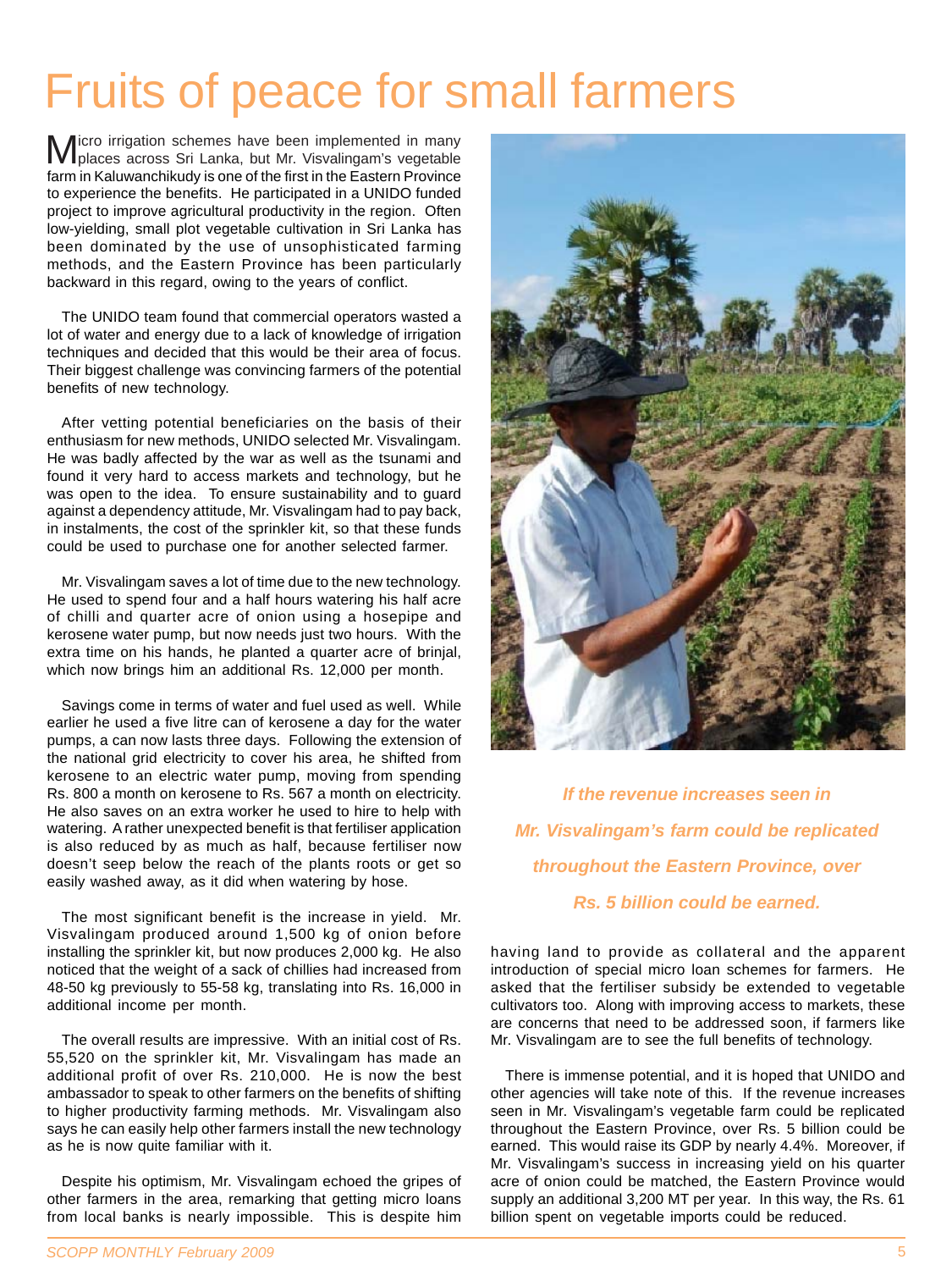# Fruits of peace for small farmers

Micro irrigation schemes have been implemented in many places across Sri Lanka, but Mr. Visvalingam's vegetable farm in Kaluwanchikudy is one of the first in the Eastern Province to experience the benefits. He participated in a UNIDO funded project to improve agricultural productivity in the region. Often low-yielding, small plot vegetable cultivation in Sri Lanka has been dominated by the use of unsophisticated farming methods, and the Eastern Province has been particularly backward in this regard, owing to the years of conflict.

The UNIDO team found that commercial operators wasted a lot of water and energy due to a lack of knowledge of irrigation techniques and decided that this would be their area of focus. Their biggest challenge was convincing farmers of the potential benefits of new technology.

After vetting potential beneficiaries on the basis of their enthusiasm for new methods, UNIDO selected Mr. Visvalingam. He was badly affected by the war as well as the tsunami and found it very hard to access markets and technology, but he was open to the idea. To ensure sustainability and to guard against a dependency attitude, Mr. Visvalingam had to pay back, in instalments, the cost of the sprinkler kit, so that these funds could be used to purchase one for another selected farmer.

Mr. Visvalingam saves a lot of time due to the new technology. He used to spend four and a half hours watering his half acre of chilli and quarter acre of onion using a hosepipe and kerosene water pump, but now needs just two hours. With the extra time on his hands, he planted a quarter acre of brinjal, which now brings him an additional Rs. 12,000 per month.

Savings come in terms of water and fuel used as well. While earlier he used a five litre can of kerosene a day for the water pumps, a can now lasts three days. Following the extension of the national grid electricity to cover his area, he shifted from kerosene to an electric water pump, moving from spending Rs. 800 a month on kerosene to Rs. 567 a month on electricity. He also saves on an extra worker he used to hire to help with watering. A rather unexpected benefit is that fertiliser application is also reduced by as much as half, because fertiliser now doesn't seep below the reach of the plants roots or get so easily washed away, as it did when watering by hose.

The most significant benefit is the increase in yield. Mr. Visvalingam produced around 1,500 kg of onion before installing the sprinkler kit, but now produces 2,000 kg. He also noticed that the weight of a sack of chillies had increased from 48-50 kg previously to 55-58 kg, translating into Rs. 16,000 in additional income per month.

The overall results are impressive. With an initial cost of Rs. 55,520 on the sprinkler kit, Mr. Visvalingam has made an additional profit of over Rs. 210,000. He is now the best ambassador to speak to other farmers on the benefits of shifting to higher productivity farming methods. Mr. Visvalingam also says he can easily help other farmers install the new technology as he is now quite familiar with it.

Despite his optimism, Mr. Visvalingam echoed the gripes of other farmers in the area, remarking that getting micro loans from local banks is nearly impossible. This is despite him having land to provide as collateral and the apparent introduction of special micro loan schemes for farmers. He asked that the fertiliser subsidy be extended to vegetable cultivators too. Along with improving access to markets, these are concerns that need to be addressed soon, if farmers like Mr. Visvalingam are to see the full benefits of technology.

*If the revenue increases seen in Mr. Visvalingam's farm could be replicated throughout the Eastern Province, over Rs. 5 billion could be earned.*

There is immense potential, and it is hoped that UNIDO and other agencies will take note of this. If the revenue increases seen in Mr. Visvalingam's vegetable farm could be replicated throughout the Eastern Province, over Rs. 5 billion could be earned. This would raise its GDP by nearly 4.4%. Moreover, if Mr. Visvalingam's success in increasing yield on his quarter acre of onion could be matched, the Eastern Province would supply an additional 3,200 MT per year. In this way, the Rs. 61 billion spent on vegetable imports could be reduced.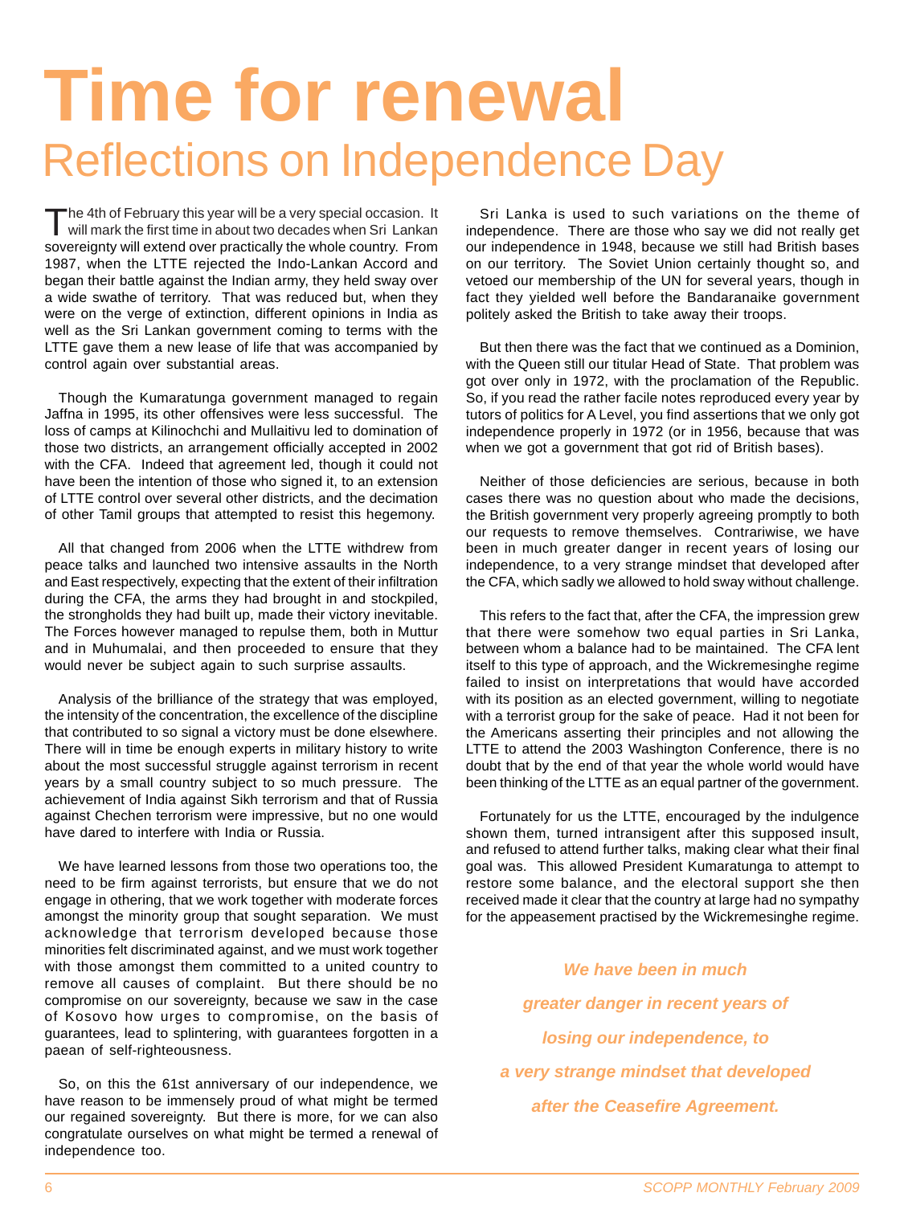# Time for renewal

## Reflections on Independence Day

The 4th of February this year will be a very special occasion. It will mark the first time in about two decades when Sri Lankan sovereignty will extend over practically the whole country. From 1987, when the LTTE rejected the Indo-Lankan Accord and began their battle against the Indian army, they held sway over a wide swathe of territory. That was reduced but, when they were on the verge of extinction, different opinions in India as well as the Sri Lankan government coming to terms with the LTTE gave them a new lease of life that was accompanied by control again over substantial areas.

Though the Kumaratunga government managed to regain Jaffna in 1995, its other offensives were less successful. The loss of camps at Kilinochchi and Mullaitivu led to domination of those two districts, an arrangement officially accepted in 2002 with the CFA. Indeed that agreement led, though it could not have been the intention of those who signed it, to an extension of LTTE control over several other districts, and the decimation of other Tamil groups that attempted to resist this hegemony.

All that changed from 2006 when the LTTE withdrew from peace talks and launched two intensive assaults in the North and East respectively, expecting that the extent of their infiltration during the CFA, the arms they had brought in and stockpiled, the strongholds they had built up, made their victory inevitable. The Forces however managed to repulse them, both in Muttur and in Muhumalai, and then proceeded to ensure that they would never be subject again to such surprise assaults.

Analysis of the brilliance of the strategy that was employed, the intensity of the concentration, the excellence of the discipline that contributed to so signal a victory must be done elsewhere. There will in time be enough experts in military history to write about the most successful struggle against terrorism in recent years by a small country subject to so much pressure. The achievement of India against Sikh terrorism and that of Russia against Chechen terrorism were impressive, but no one would have dared to interfere with India or Russia.

We have learned lessons from those two operations too, the need to be firm against terrorists, but ensure that we do not engage in othering, that we work together with moderate forces amongst the minority group that sought separation. We must acknowledge that terrorism developed because those minorities felt discriminated against, and we must work together with those amongst them committed to a united country to remove all causes of complaint. But there should be no compromise on our sovereignty, because we saw in the case of Kosovo how urges to compromise, on the basis of guarantees, lead to splintering, with guarantees forgotten in a paean of self-righteousness.

So, on this the 61st anniversary of our independence, we have reason to be immensely proud of what might be termed our regained sovereignty. But there is more, for we can also congratulate ourselves on what might be termed a renewal of independence too.

Sri Lanka is used to such variations on the theme of independence. There are those who say we did not really get our independence in 1948, because we still had British bases on our territory. The Soviet Union certainly thought so, and vetoed our membership of the UN for several years, though in fact they yielded well before the Bandaranaike government politely asked the British to take away their troops.

But then there was the fact that we continued as a Dominion, with the Queen still our titular Head of State. That problem was got over only in 1972, with the proclamation of the Republic. So, if you read the rather facile notes reproduced every year by tutors of politics for A Level, you find assertions that we only got independence properly in 1972 (or in 1956, because that was when we got a government that got rid of British bases).

Neither of those deficiencies are serious, because in both cases there was no question about who made the decisions, the British government very properly agreeing promptly to both our requests to remove themselves. Contrariwise, we have been in much greater danger in recent years of losing our independence, to a very strange mindset that developed after the CFA, which sadly we allowed to hold sway without challenge.

This refers to the fact that, after the CFA, the impression grew that there were somehow two equal parties in Sri Lanka, between whom a balance had to be maintained. The CFA lent itself to this type of approach, and the Wickremesinghe regime failed to insist on interpretations that would have accorded with its position as an elected government, willing to negotiate with a terrorist group for the sake of peace. Had it not been for the Americans asserting their principles and not allowing the LTTE to attend the 2003 Washington Conference, there is no doubt that by the end of that year the whole world would have been thinking of the LTTE as an equal partner of the government.

Fortunately for us the LTTE, encouraged by the indulgence shown them, turned intransigent after this supposed insult, and refused to attend further talks, making clear what their final goal was. This allowed President Kumaratunga to attempt to restore some balance, and the electoral support she then received made it clear that the country at large had no sympathy for the appeasement practised by the Wickremesinghe regime.

***We have been in much greater danger in recent years of losing our independence, to a very strange mindset that developed after the Ceasefire Agreement.***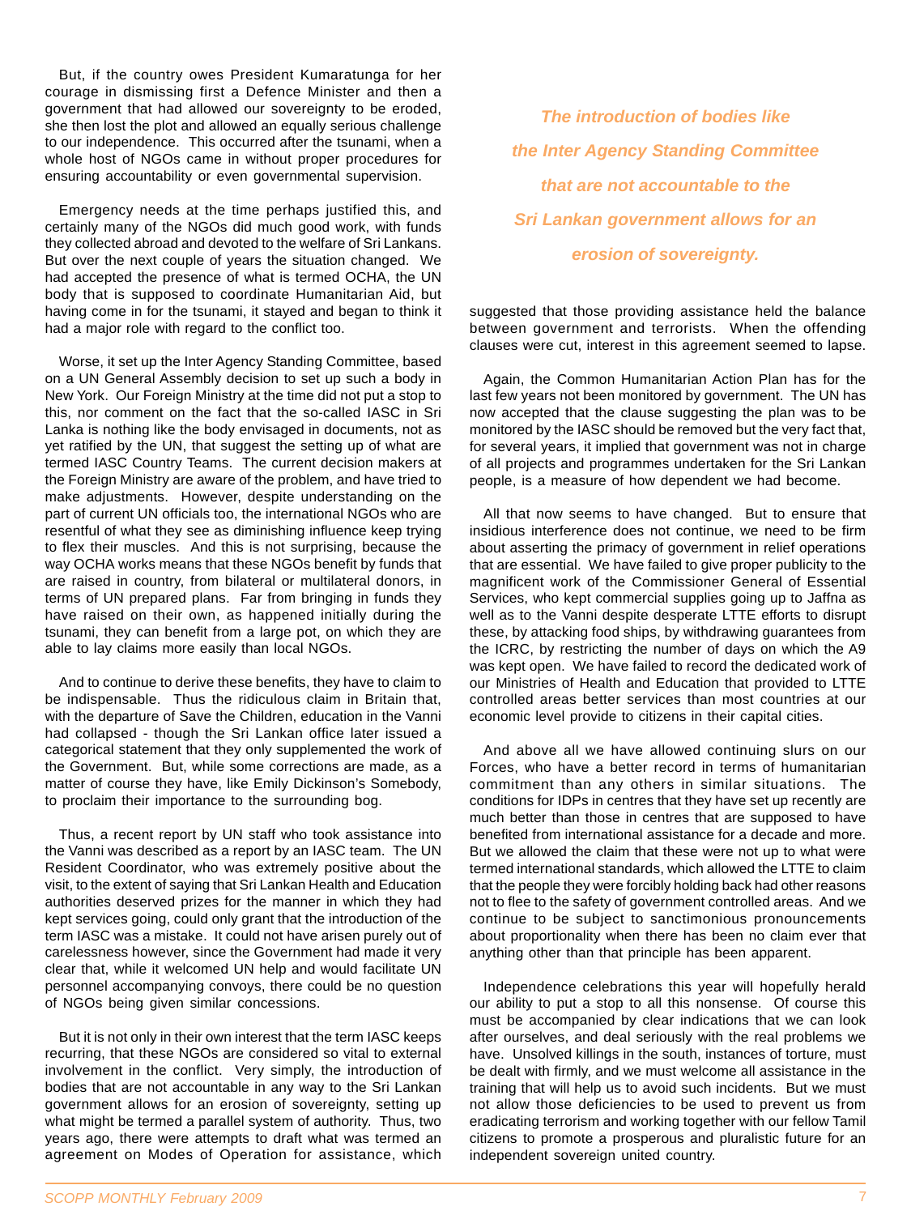But, if the country owes President Kumaratunga for her courage in dismissing first a Defence Minister and then a government that had allowed our sovereignty to be eroded, she then lost the plot and allowed an equally serious challenge to our independence. This occurred after the tsunami, when a whole host of NGOs came in without proper procedures for ensuring accountability or even governmental supervision.

Emergency needs at the time perhaps justified this, and certainly many of the NGOs did much good work, with funds they collected abroad and devoted to the welfare of Sri Lankans. But over the next couple of years the situation changed. We had accepted the presence of what is termed OCHA, the UN body that is supposed to coordinate Humanitarian Aid, but having come in for the tsunami, it stayed and began to think it had a major role with regard to the conflict too.

Worse, it set up the Inter Agency Standing Committee, based on a UN General Assembly decision to set up such a body in New York. Our Foreign Ministry at the time did not put a stop to this, nor comment on the fact that the so-called IASC in Sri Lanka is nothing like the body envisaged in documents, not as yet ratified by the UN, that suggest the setting up of what are termed IASC Country Teams. The current decision makers at the Foreign Ministry are aware of the problem, and have tried to make adjustments. However, despite understanding on the part of current UN officials too, the international NGOs who are resentful of what they see as diminishing influence keep trying to flex their muscles. And this is not surprising, because the way OCHA works means that these NGOs benefit by funds that are raised in country, from bilateral or multilateral donors, in terms of UN prepared plans. Far from bringing in funds they have raised on their own, as happened initially during the tsunami, they can benefit from a large pot, on which they are able to lay claims more easily than local NGOs.

And to continue to derive these benefits, they have to claim to be indispensable. Thus the ridiculous claim in Britain that, with the departure of Save the Children, education in the Vanni had collapsed - though the Sri Lankan office later issued a categorical statement that they only supplemented the work of the Government. But, while some corrections are made, as a matter of course they have, like Emily Dickinson's Somebody, to proclaim their importance to the surrounding bog.

Thus, a recent report by UN staff who took assistance into the Vanni was described as a report by an IASC team. The UN Resident Coordinator, who was extremely positive about the visit, to the extent of saying that Sri Lankan Health and Education authorities deserved prizes for the manner in which they had kept services going, could only grant that the introduction of the term IASC was a mistake. It could not have arisen purely out of carelessness however, since the Government had made it very clear that, while it welcomed UN help and would facilitate UN personnel accompanying convoys, there could be no question of NGOs being given similar concessions.

But it is not only in their own interest that the term IASC keeps recurring, that these NGOs are considered so vital to external involvement in the conflict. Very simply, the introduction of bodies that are not accountable in any way to the Sri Lankan government allows for an erosion of sovereignty, setting up what might be termed a parallel system of authority. Thus, two years ago, there were attempts to draft what was termed an agreement on Modes of Operation for assistance, which suggested that those providing assistance held the balance between government and terrorists. When the offending clauses were cut, interest in this agreement seemed to lapse.

*The introduction of bodies like the Inter Agency Standing Committee that are not accountable to the Sri Lankan government allows for an erosion of sovereignty.*

Again, the Common Humanitarian Action Plan has for the last few years not been monitored by government. The UN has now accepted that the clause suggesting the plan was to be monitored by the IASC should be removed but the very fact that, for several years, it implied that government was not in charge of all projects and programmes undertaken for the Sri Lankan people, is a measure of how dependent we had become.

All that now seems to have changed. But to ensure that insidious interference does not continue, we need to be firm about asserting the primacy of government in relief operations that are essential. We have failed to give proper publicity to the magnificent work of the Commissioner General of Essential Services, who kept commercial supplies going up to Jaffna as well as to the Vanni despite desperate LTTE efforts to disrupt these, by attacking food ships, by withdrawing guarantees from the ICRC, by restricting the number of days on which the A9 was kept open. We have failed to record the dedicated work of our Ministries of Health and Education that provided to LTTE controlled areas better services than most countries at our economic level provide to citizens in their capital cities.

And above all we have allowed continuing slurs on our Forces, who have a better record in terms of humanitarian commitment than any others in similar situations. The conditions for IDPs in centres that they have set up recently are much better than those in centres that are supposed to have benefited from international assistance for a decade and more. But we allowed the claim that these were not up to what were termed international standards, which allowed the LTTE to claim that the people they were forcibly holding back had other reasons not to flee to the safety of government controlled areas. And we continue to be subject to sanctimonious pronouncements about proportionality when there has been no claim ever that anything other than that principle has been apparent.

Independence celebrations this year will hopefully herald our ability to put a stop to all this nonsense. Of course this must be accompanied by clear indications that we can look after ourselves, and deal seriously with the real problems we have. Unsolved killings in the south, instances of torture, must be dealt with firmly, and we must welcome all assistance in the training that will help us to avoid such incidents. But we must not allow those deficiencies to be used to prevent us from eradicating terrorism and working together with our fellow Tamil citizens to promote a prosperous and pluralistic future for an independent sovereign united country.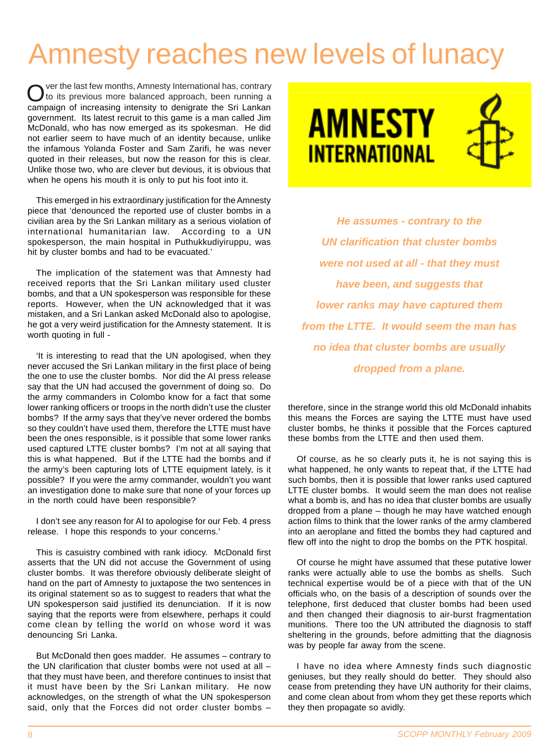# Amnesty reaches new levels of lunacy

Over the last few months, Amnesty International has, contrary to its previous more balanced approach, been running a campaign of increasing intensity to denigrate the Sri Lankan government. Its latest recruit to this game is a man called Jim McDonald, who has now emerged as its spokesman. He did not earlier seem to have much of an identity because, unlike the infamous Yolanda Foster and Sam Zarifi, he was never quoted in their releases, but now the reason for this is clear. Unlike those two, who are clever but devious, it is obvious that when he opens his mouth it is only to put his foot into it.

This emerged in his extraordinary justification for the Amnesty piece that 'denounced the reported use of cluster bombs in a civilian area by the Sri Lankan military as a serious violation of international humanitarian law. According to a UN spokesperson, the main hospital in Puthukkudiyiruppu, was hit by cluster bombs and had to be evacuated.'

The implication of the statement was that Amnesty had received reports that the Sri Lankan military used cluster bombs, and that a UN spokesperson was responsible for these reports. However, when the UN acknowledged that it was mistaken, and a Sri Lankan asked McDonald also to apologise, he got a very weird justification for the Amnesty statement. It is worth quoting in full -

'It is interesting to read that the UN apologised, when they never accused the Sri Lankan military in the first place of being the one to use the cluster bombs. Nor did the AI press release say that the UN had accused the government of doing so. Do the army commanders in Colombo know for a fact that some lower ranking officers or troops in the north didn't use the cluster bombs? If the army says that they've never ordered the bombs so they couldn't have used them, therefore the LTTE must have been the ones responsible, is it possible that some lower ranks used captured LTTE cluster bombs? I'm not at all saying that this is what happened. But if the LTTE had the bombs and if the army's been capturing lots of LTTE equipment lately, is it possible? If you were the army commander, wouldn't you want an investigation done to make sure that none of your forces up in the north could have been responsible?

I don't see any reason for AI to apologise for our Feb. 4 press release. I hope this responds to your concerns.'

This is casuistry combined with rank idiocy. McDonald first asserts that the UN did not accuse the Government of using cluster bombs. It was therefore obviously deliberate sleight of hand on the part of Amnesty to juxtapose the two sentences in its original statement so as to suggest to readers that what the UN spokesperson said justified its denunciation. If it is now saying that the reports were from elsewhere, perhaps it could come clean by telling the world on whose word it was denouncing Sri Lanka.

But McDonald then goes madder. He assumes – contrary to the UN clarification that cluster bombs were not used at all – that they must have been, and therefore continues to insist that it must have been by the Sri Lankan military. He now acknowledges, on the strength of what the UN spokesperson said, only that the Forces did not order cluster bombs – therefore, since in the strange world this old McDonald inhabits this means the Forces are saying the LTTE must have used cluster bombs, he thinks it possible that the Forces captured these bombs from the LTTE and then used them.

*He assumes - contrary to the UN clarification that cluster bombs were not used at all - that they must have been, and suggests that lower ranks may have captured them from the LTTE. It would seem the man has no idea that cluster bombs are usually dropped from a plane.*

Of course, as he so clearly puts it, he is not saying this is what happened, he only wants to repeat that, if the LTTE had such bombs, then it is possible that lower ranks used captured LTTE cluster bombs. It would seem the man does not realise what a bomb is, and has no idea that cluster bombs are usually dropped from a plane – though he may have watched enough action films to think that the lower ranks of the army clambered into an aeroplane and fitted the bombs they had captured and flew off into the night to drop the bombs on the PTK hospital.

Of course he might have assumed that these putative lower ranks were actually able to use the bombs as shells. Such technical expertise would be of a piece with that of the UN officials who, on the basis of a description of sounds over the telephone, first deduced that cluster bombs had been used and then changed their diagnosis to air-burst fragmentation munitions. There too the UN attributed the diagnosis to staff sheltering in the grounds, before admitting that the diagnosis was by people far away from the scene.

I have no idea where Amnesty finds such diagnostic geniuses, but they really should do better. They should also cease from pretending they have UN authority for their claims, and come clean about from whom they get these reports which they then propagate so avidly.